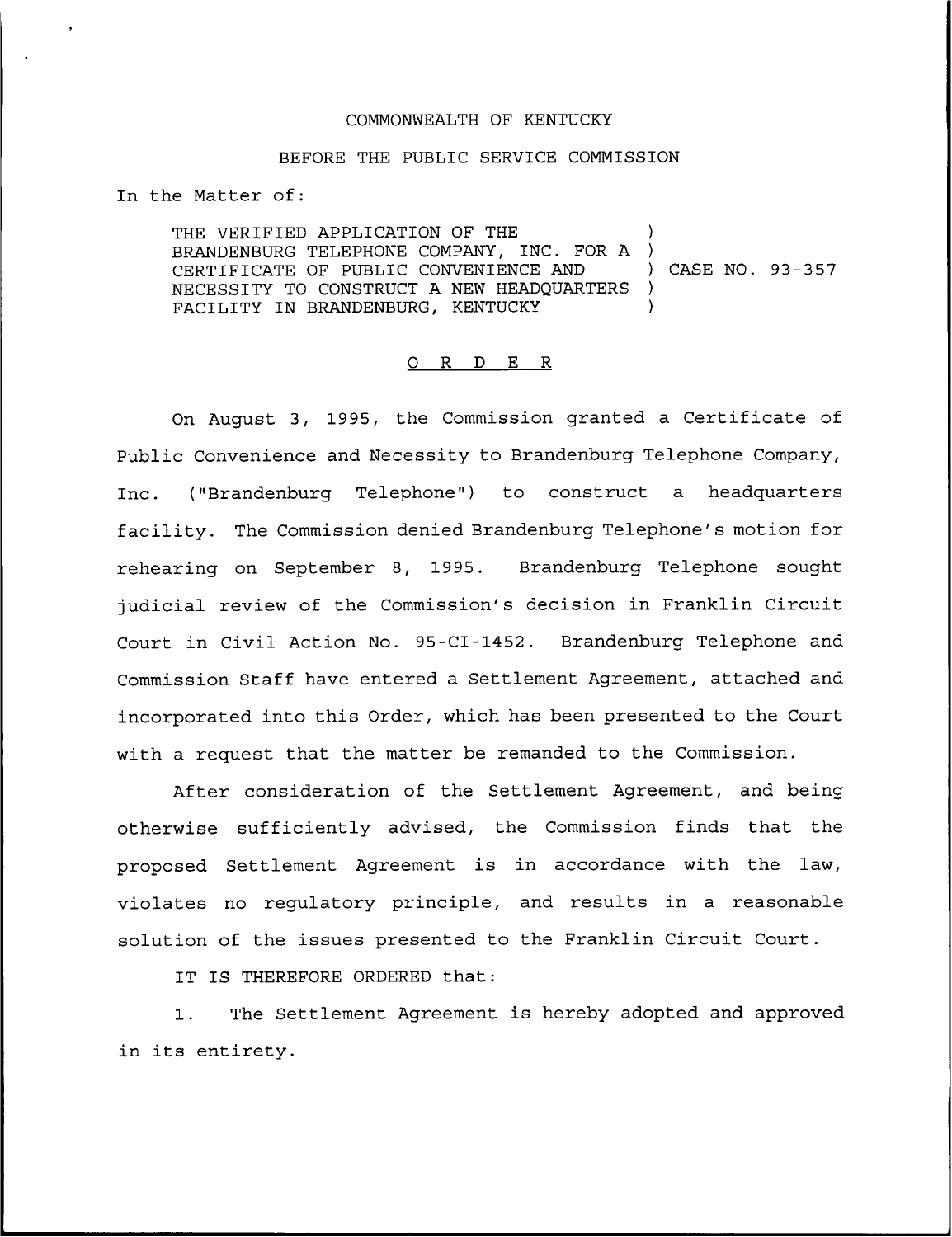COMMONWEALTH OF KENTUCKY

BEFORE THE PUBLIC SERVICE COMMISSION

In the Matter of:

THE VERIFIED APPLICATION OF THE BRANDENBURG TELEPHONE COMPANY, INC. FOR A CERTIFICATE OF PUBLIC CONVENIENCE AND NECESSITY TO CONSTRUCT A NEW HEADQUARTERS FACILITY IN BRANDENBURG, KENTUCKY ) CASE NO. 93-357

# O R D E R

On August 3, 1995, the Commission granted a Certificate of Public Convenience and Necessity to Brandenburg Telephone Company, Inc. ("Brandenburg Telephone") to construct a headquarters facility. The Commission denied Brandenburg Telephone's motion for rehearing on September 8, 1995. Brandenburg Telephone sought judicial review of the Commission's decision in Franklin Circuit Court in Civil Action No. 95-CI-1452. Brandenburg Telephone and Commission Staff have entered a Settlement Agreement, attached and incorporated into this Order, which has been presented to the Court with a request that the matter be remanded to the Commission.

After consideration of the Settlement Agreement, and being otherwise sufficiently advised, the Commission finds that the proposed Settlement Agreement is in accordance with the law, violates no regulatory principle, and results in a reasonable solution of the issues presented to the Franklin Circuit Court.

IT IS THEREFORE ORDERED that:

1. The Settlement Agreement is hereby adopted and approved in its entirety.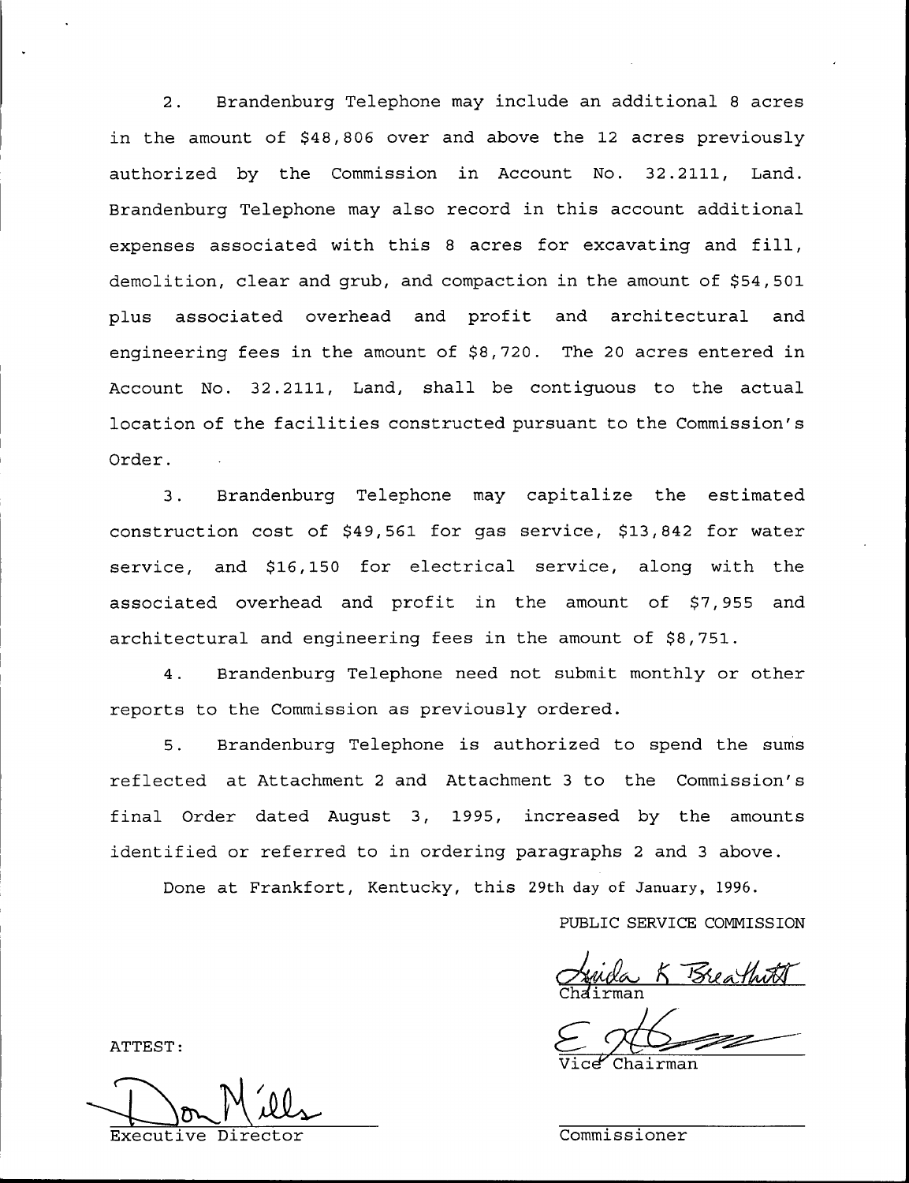2. Brandenburg Telephone may include an additional 8 acres in the amount of $48,806 over and above the 12 acres previously authorized by the Commission in Account No. 32.2111, Land. Brandenburg Telephone may also record in this account additional expenses associated with this 8 acres for excavating and fill, demolition, clear and grub, and compaction in the amount of $54,501 plus associated overhead and profit and architectural and engineering fees in the amount of $8,720. The 20 acres entered in Account No. 32.2111, Land, shall be contiguous to the actual location of the facilities constructed pursuant to the Commission's Order.

3. Brandenburg Telephone may capitalize the estimated construction cost of $49,561 for gas service, $13,842 for water service, and $16,150 for electrical service, along with the associated overhead and profit in the amount of $7,955 and architectural and engineering fees in the amount of $8,751.

4. Brandenburg Telephone need not submit monthly or other reports to the Commission as previously ordered.

5. Brandenburg Telephone is authorized to spend the sums reflected at Attachment 2 and Attachment 3 to the Commission's final Order dated August 3, 1995, increased by the amounts identified or referred to in ordering paragraphs 2 and 3 above.

Done at Frankfort, Kentucky, this 29th day of January, 1996.

PUBLIC SERVICE COMMISSION

Linda K Breathitt
Chairman

Vice Chairman

Commissioner

ATTEST:

Don Mills
Executive Director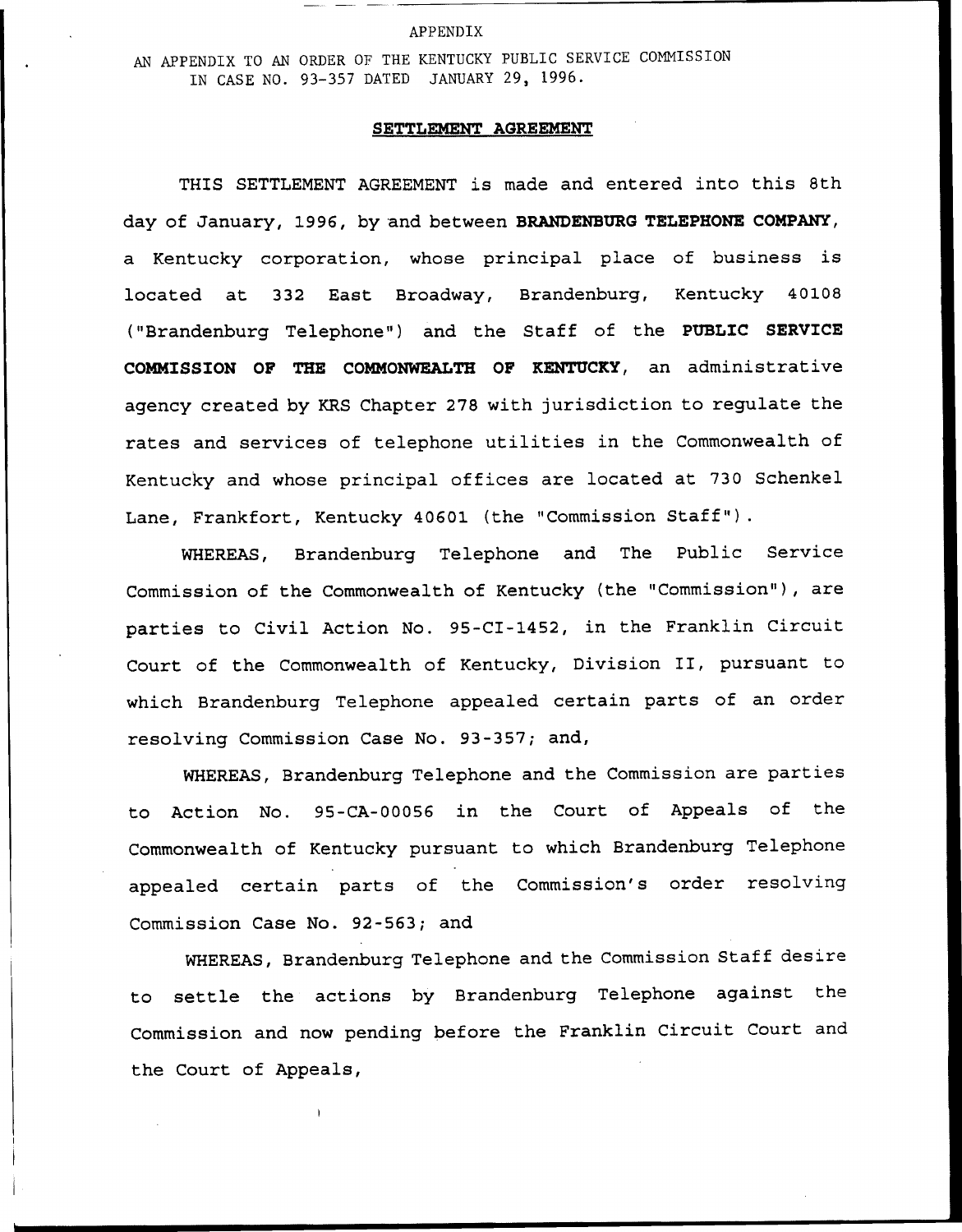APPENDIX

AN APPENDIX TO AN ORDER OF THE KENTUCKY PUBLIC SERVICE COMMISSION IN CASE NO. 93-357 DATED JANUARY 29, 1996.

## SETTLEMENT AGREEMENT

THIS SETTLEMENT AGREEMENT is made and entered into this 8th day of January, 1996, by and between **BRANDENBURG TELEPHONE COMPANY**, a Kentucky corporation, whose principal place of business is located at 332 East Broadway, Brandenburg, Kentucky 40108 ("Brandenburg Telephone") and the Staff of the **PUBLIC SERVICE COMMISSION OF THE COMMONWEALTH OF KENTUCKY**, an administrative agency created by KRS Chapter 278 with jurisdiction to regulate the rates and services of telephone utilities in the Commonwealth of Kentucky and whose principal offices are located at 730 Schenkel Lane, Frankfort, Kentucky 40601 (the "Commission Staff").

WHEREAS, Brandenburg Telephone and The Public Service Commission of the Commonwealth of Kentucky (the "Commission"), are parties to Civil Action No. 95-CI-1452, in the Franklin Circuit Court of the Commonwealth of Kentucky, Division II, pursuant to which Brandenburg Telephone appealed certain parts of an order resolving Commission Case No. 93-357; and,

WHEREAS, Brandenburg Telephone and the Commission are parties to Action No. 95-CA-00056 in the Court of Appeals of the Commonwealth of Kentucky pursuant to which Brandenburg Telephone appealed certain parts of the Commission's order resolving Commission Case No. 92-563; and

WHEREAS, Brandenburg Telephone and the Commission Staff desire to settle the actions by Brandenburg Telephone against the Commission and now pending before the Franklin Circuit Court and the Court of Appeals,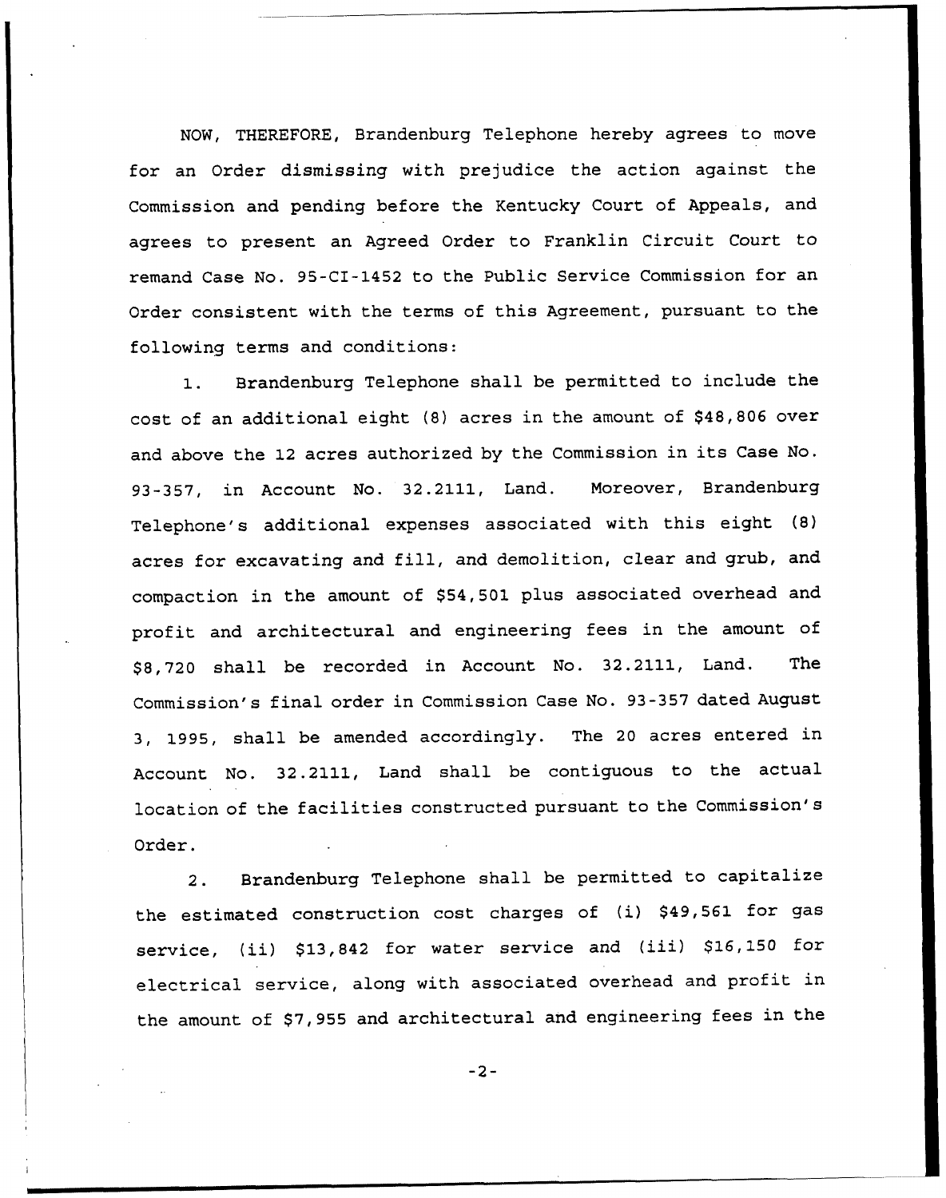NOW, THEREFORE, Brandenburg Telephone hereby agrees to move for an Order dismissing with prejudice the action against the Commission and pending before the Kentucky Court of Appeals, and agrees to present an Agreed Order to Franklin Circuit Court to remand Case No. 95-CI-1452 to the Public Service Commission for an Order consistent with the terms of this Agreement, pursuant to the following terms and conditions:

1. Brandenburg Telephone shall be permitted to include the cost of an additional eight (8) acres in the amount of $48,806 over and above the 12 acres authorized by the Commission in its Case No. 93-357, in Account No. 32.2111, Land. Moreover, Brandenburg Telephone's additional expenses associated with this eight (8) acres for excavating and fill, and demolition, clear and grub, and compaction in the amount of $54,501 plus associated overhead and profit and architectural and engineering fees in the amount of $8,720 shall be recorded in Account No. 32.2111, Land. The Commission's final order in Commission Case No. 93-357 dated August 3, 1995, shall be amended accordingly. The 20 acres entered in Account No. 32.2111, Land shall be contiguous to the actual location of the facilities constructed pursuant to the Commission's Order.

2. Brandenburg Telephone shall be permitted to capitalize the estimated construction cost charges of (i) $49,561 for gas service, (ii) $13,842 for water service and (iii) $16,150 for electrical service, along with associated overhead and profit in the amount of $7,955 and architectural and engineering fees in the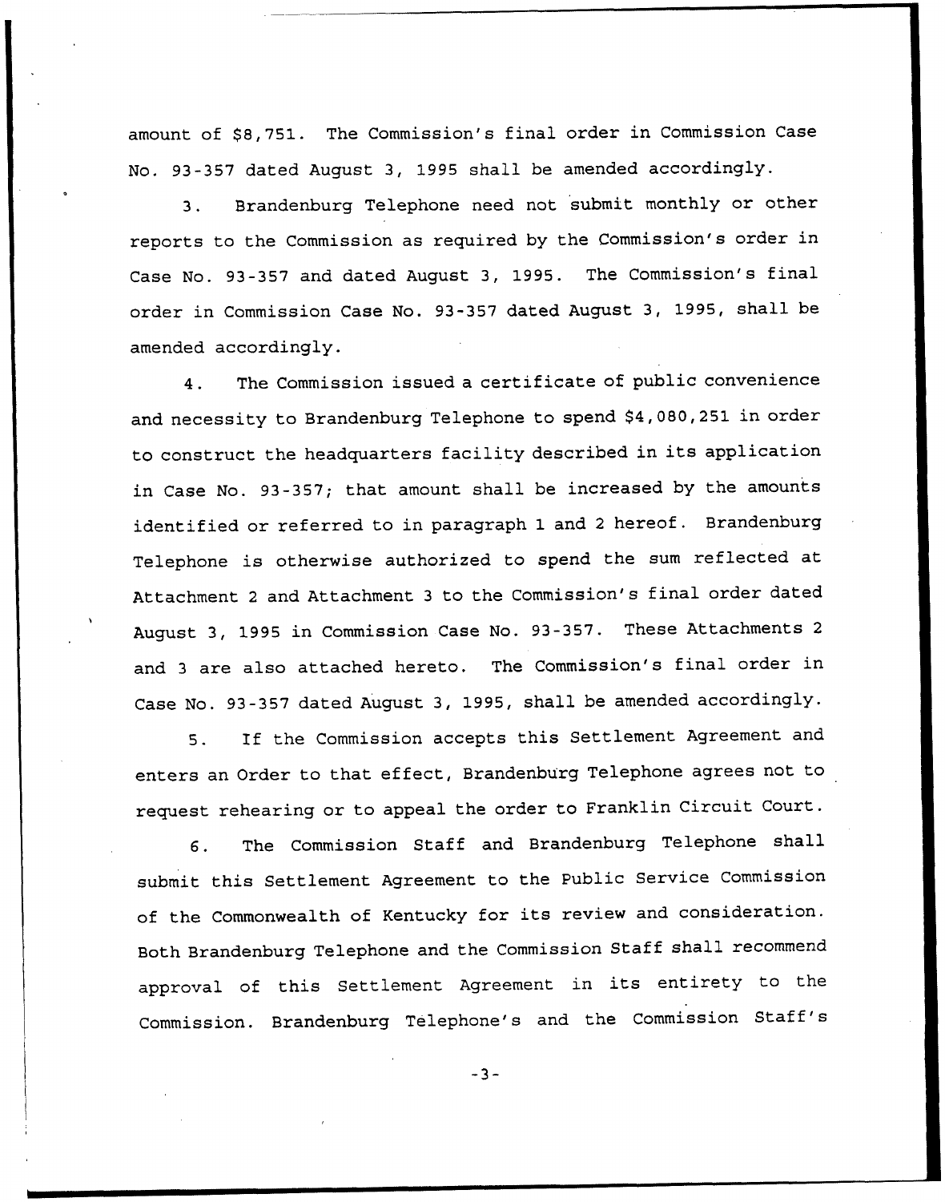amount of $8,751. The Commission's final order in Commission Case No. 93-357 dated August 3, 1995 shall be amended accordingly.

3. Brandenburg Telephone need not submit monthly or other reports to the Commission as required by the Commission's order in Case No. 93-357 and dated August 3, 1995. The Commission's final order in Commission Case No. 93-357 dated August 3, 1995, shall be amended accordingly.

4. The Commission issued a certificate of public convenience and necessity to Brandenburg Telephone to spend $4,080,251 in order to construct the headquarters facility described in its application in Case No. 93-357; that amount shall be increased by the amounts identified or referred to in paragraph 1 and 2 hereof. Brandenburg Telephone is otherwise authorized to spend the sum reflected at Attachment 2 and Attachment 3 to the Commission's final order dated August 3, 1995 in Commission Case No. 93-357. These Attachments 2 and 3 are also attached hereto. The Commission's final order in Case No. 93-357 dated August 3, 1995, shall be amended accordingly.

5. If the Commission accepts this Settlement Agreement and enters an Order to that effect, Brandenburg Telephone agrees not to request rehearing or to appeal the order to Franklin Circuit Court.

6. The Commission Staff and Brandenburg Telephone shall submit this Settlement Agreement to the Public Service Commission of the Commonwealth of Kentucky for its review and consideration. Both Brandenburg Telephone and the Commission Staff shall recommend approval of this Settlement Agreement in its entirety to the Commission. Brandenburg Telephone's and the Commission Staff's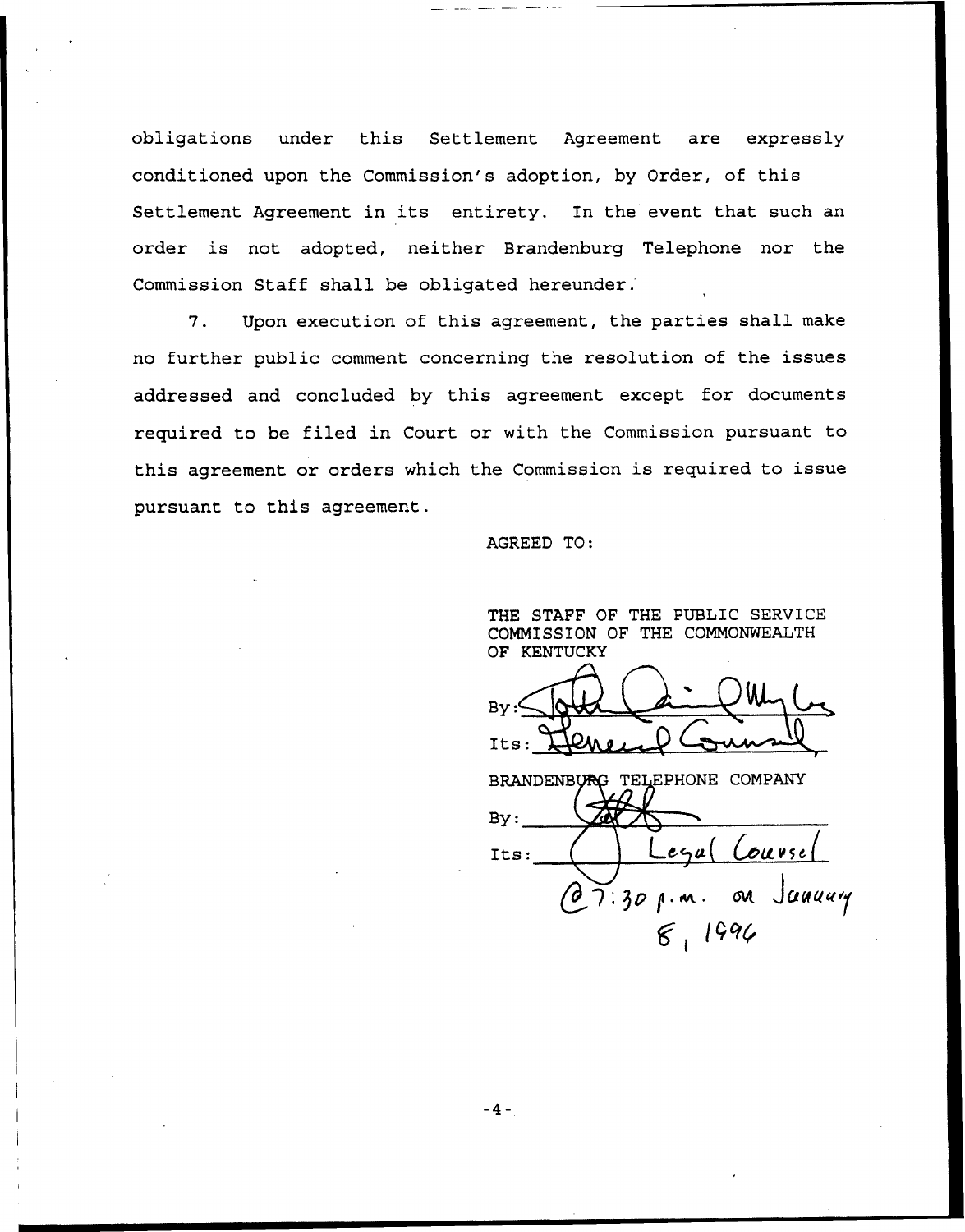obligations under this Settlement Agreement are expressly conditioned upon the Commission's adoption, by Order, of this Settlement Agreement in its entirety. In the event that such an order is not adopted, neither Brandenburg Telephone nor the Commission Staff shall be obligated hereunder.

7. Upon execution of this agreement, the parties shall make no further public comment concerning the resolution of the issues addressed and concluded by this agreement except for documents required to be filed in Court or with the Commission pursuant to this agreement or orders which the Commission is required to issue pursuant to this agreement.

AGREED TO:

THE STAFF OF THE PUBLIC SERVICE COMMISSION OF THE COMMONWEALTH OF KENTUCKY

By: John Cain OWhy Lo

Its: General Counsel

BRANDENBURG TELEPHONE COMPANY

By: ______________________

Its: Legal Counsel

@7:30 p.m. on January 8, 1996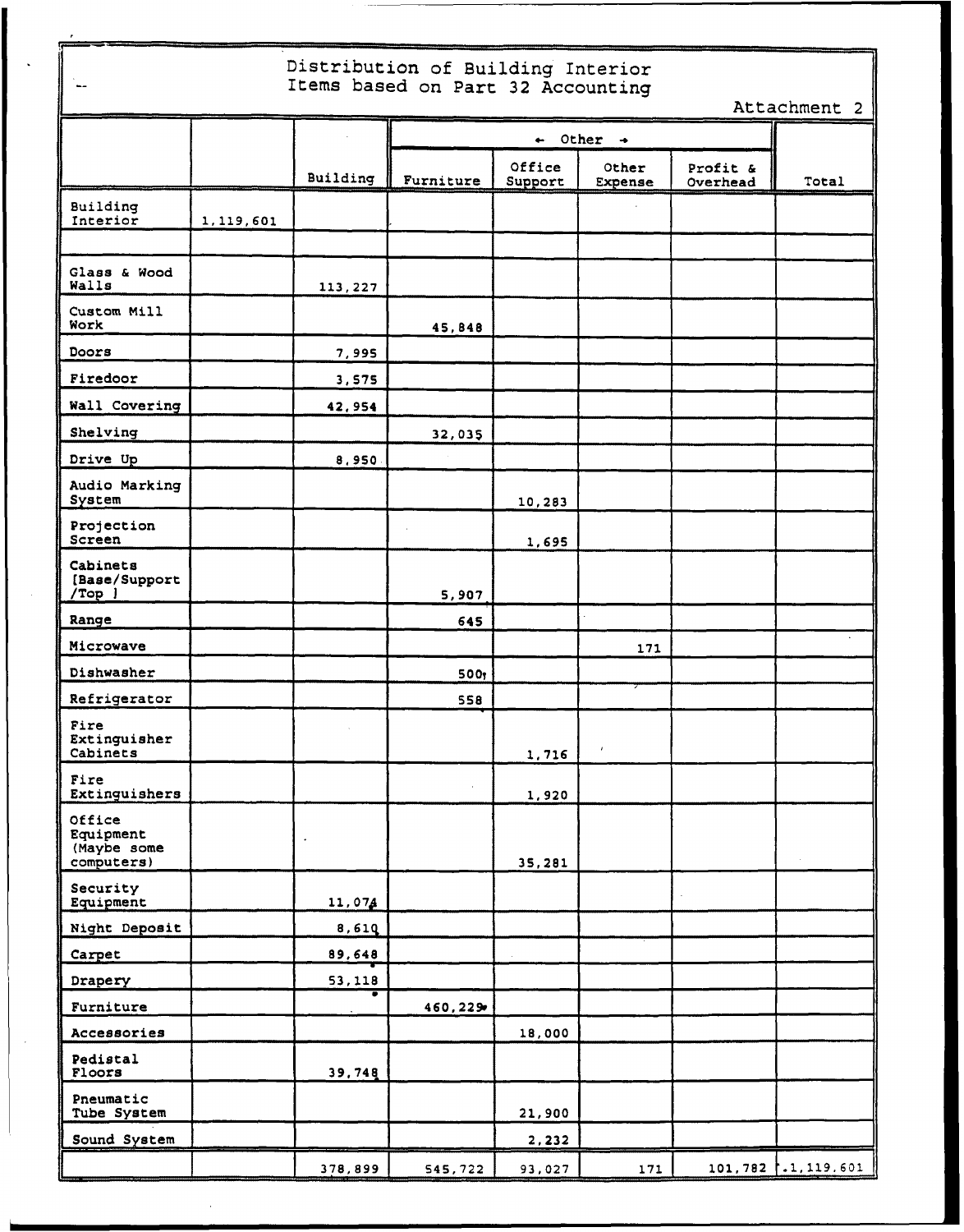# Distribution of Building Interior Items based on Part 32 Accounting

Attachment 2

| | | | ← Other → | | | | |
|---|---|---|---|---|---|---|---|
| | | Building | Furniture | Office Support | Other Expense | Profit & Overhead | Total |
| Building Interior | 1,119,601 | | | | | | |
| | | | | | | | |
| Glass & Wood Walls | | 113,227 | | | | | |
| Custom Mill Work | | | 45,848 | | | | |
| Doors | | 7,995 | | | | | |
| Firedoor | | 3,575 | | | | | |
| Wall Covering | | 42,954 | | | | | |
| Shelving | | | 32,035 | | | | |
| Drive Up | | 8,950 | | | | | |
| Audio Marking System | | | | 10,283 | | | |
| Projection Screen | | | | 1,695 | | | |
| Cabinets [Base/Support /Top ] | | | 5,907 | | | | |
| Range | | | 645 | | | | |
| Microwave | | | | | 171 | | |
| Dishwasher | | | 500 | | | | |
| Refrigerator | | | 558 | | | | |
| Fire Extinguisher Cabinets | | | | 1,716 | | | |
| Fire Extinguishers | | | | 1,920 | | | |
| Office Equipment (Maybe some computers) | | | | 35,281 | | | |
| Security Equipment | | 11,074 | | | | | |
| Night Deposit | | 8,610 | | | | | |
| Carpet | | 89,648 | | | | | |
| Drapery | | 53,118 | | | | | |
| Furniture | | | 460,229 | | | | |
| Accessories | | | | 18,000 | | | |
| Pedistal Floors | | 39,748 | | | | | |
| Pneumatic Tube System | | | | 21,900 | | | |
| Sound System | | | | 2,232 | | | |
| | | 378,899 | 545,722 | 93,027 | 171 | 101,782 | 1,119,601 |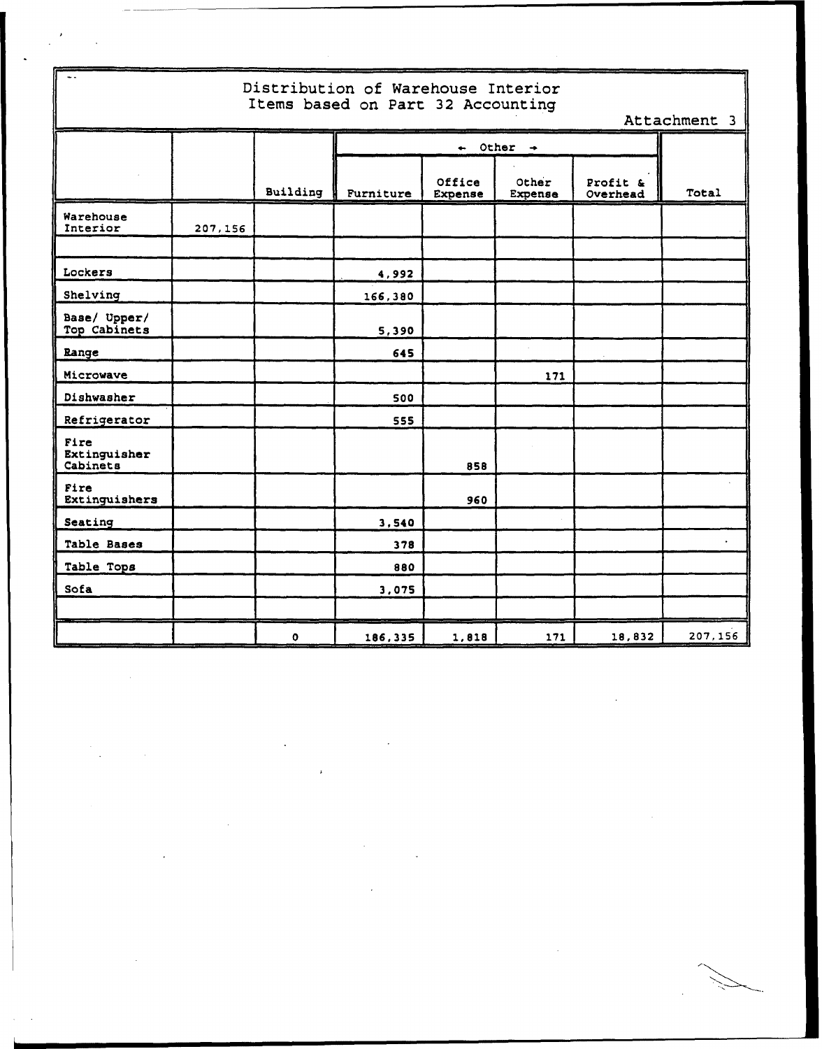# Distribution of Warehouse Interior Items based on Part 32 Accounting

Attachment 3

| | | | ← Other → | | | | |
|---|---|---|---|---|---|---|---|
| | | Building | Furniture | Office Expense | Other Expense | Profit & Overhead | Total |
| Warehouse Interior | 207,156 | | | | | | |
| | | | | | | | |
| Lockers | | | 4,992 | | | | |
| Shelving | | | 166,380 | | | | |
| Base/ Upper/ Top Cabinets | | | 5,390 | | | | |
| Range | | | 645 | | | | |
| Microwave | | | | | 171 | | |
| Dishwasher | | | 500 | | | | |
| Refrigerator | | | 555 | | | | |
| Fire Extinguisher Cabinets | | | | 858 | | | |
| Fire Extinguishers | | | | 960 | | | |
| Seating | | | 3,540 | | | | |
| Table Bases | | | 378 | | | | |
| Table Tops | | | 880 | | | | |
| Sofa | | | 3,075 | | | | |
| | | | | | | | |
| | | 0 | 186,335 | 1,818 | 171 | 18,832 | 207,156 |